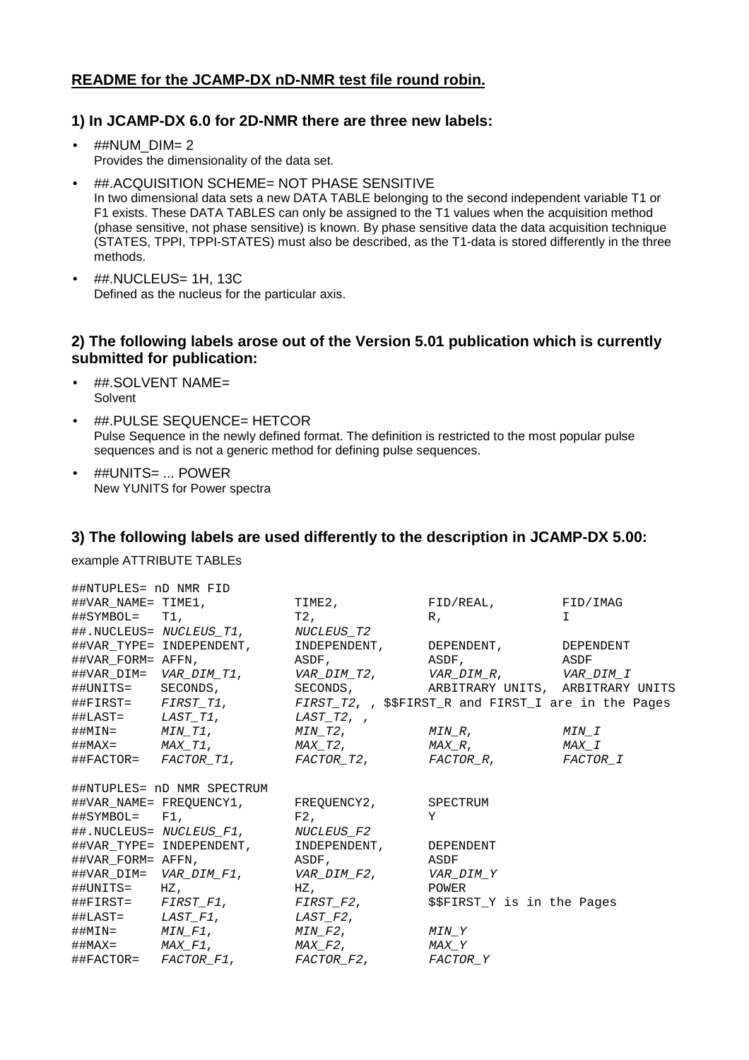## README for the JCAMP-DX nD-NMR test file round robin.

### 1) In JCAMP-DX 6.0 for 2D-NMR there are three new labels:

- ##NUM_DIM= 2
  Provides the dimensionality of the data set.
- ##.ACQUISITION SCHEME= NOT PHASE SENSITIVE
  In two dimensional data sets a new DATA TABLE belonging to the second independent variable T1 or F1 exists. These DATA TABLES can only be assigned to the T1 values when the acquisition method (phase sensitive, not phase sensitive) is known. By phase sensitive data the data acquisition technique (STATES, TPPI, TPPI-STATES) must also be described, as the T1-data is stored differently in the three methods.
- ##.NUCLEUS= 1H, 13C
  Defined as the nucleus for the particular axis.

### 2) The following labels arose out of the Version 5.01 publication which is currently submitted for publication:

- ##.SOLVENT NAME=
  Solvent
- ##.PULSE SEQUENCE= HETCOR
  Pulse Sequence in the newly defined format. The definition is restricted to the most popular pulse sequences and is not a generic method for defining pulse sequences.
- ##UNITS= ... POWER
  New YUNITS for Power spectra

### 3) The following labels are used differently to the description in JCAMP-DX 5.00:

example ATTRIBUTE TABLEs

```
##NTUPLES= nD NMR FID
##VAR_NAME= TIME1,           TIME2,          FID/REAL,        FID/IMAG
##SYMBOL=   T1,              T2,             R,               I
##.NUCLEUS= NUCLEUS_T1,      NUCLEUS_T2
##VAR_TYPE= INDEPENDENT,     INDEPENDENT,    DEPENDENT,       DEPENDENT
##VAR_FORM= AFFN,            ASDF,           ASDF,            ASDF
##VAR_DIM=  VAR_DIM_T1,      VAR_DIM_T2,     VAR_DIM_R,       VAR_DIM_I
##UNITS=    SECONDS,         SECONDS,        ARBITRARY UNITS, ARBITRARY UNITS
##FIRST=    FIRST_T1,        FIRST_T2, , $$FIRST_R and FIRST_I are in the Pages
##LAST=     LAST_T1,         LAST_T2, ,
##MIN=      MIN_T1,          MIN_T2,         MIN_R,           MIN_I
##MAX=      MAX_T1,          MAX_T2,         MAX_R,           MAX_I
##FACTOR=   FACTOR_T1,       FACTOR_T2,      FACTOR_R,        FACTOR_I

##NTUPLES= nD NMR SPECTRUM
##VAR_NAME= FREQUENCY1,      FREQUENCY2,     SPECTRUM
##SYMBOL=   F1,              F2,             Y
##.NUCLEUS= NUCLEUS_F1,      NUCLEUS_F2
##VAR_TYPE= INDEPENDENT,     INDEPENDENT,    DEPENDENT
##VAR_FORM= AFFN,            ASDF,           ASDF
##VAR_DIM=  VAR_DIM_F1,      VAR_DIM_F2,     VAR_DIM_Y
##UNITS=    HZ,              HZ,             POWER
##FIRST=    FIRST_F1,        FIRST_F2,       $$FIRST_Y is in the Pages
##LAST=     LAST_F1,         LAST_F2,
##MIN=      MIN_F1,          MIN_F2,         MIN_Y
##MAX=      MAX_F1,          MAX_F2,         MAX_Y
##FACTOR=   FACTOR_F1,       FACTOR_F2,      FACTOR_Y
```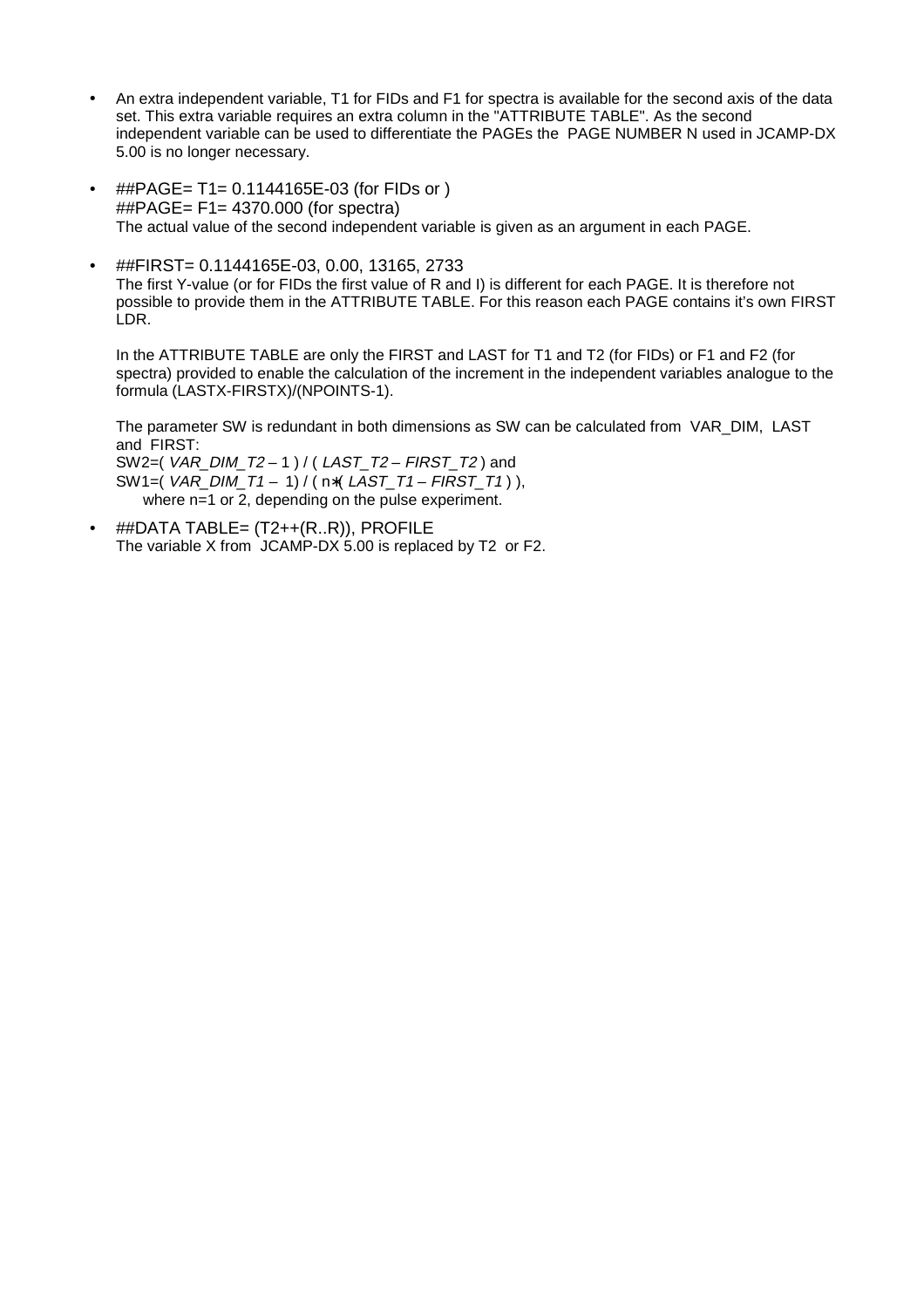- An extra independent variable, T1 for FIDs and F1 for spectra is available for the second axis of the data set. This extra variable requires an extra column in the "ATTRIBUTE TABLE". As the second independent variable can be used to differentiate the PAGEs the PAGE NUMBER N used in JCAMP-DX 5.00 is no longer necessary.

- ##PAGE= T1= 0.1144165E-03 (for FIDs or )
  ##PAGE= F1= 4370.000 (for spectra)
  The actual value of the second independent variable is given as an argument in each PAGE.

- ##FIRST= 0.1144165E-03, 0.00, 13165, 2733
  The first Y-value (or for FIDs the first value of R and I) is different for each PAGE. It is therefore not possible to provide them in the ATTRIBUTE TABLE. For this reason each PAGE contains it's own FIRST LDR.

  In the ATTRIBUTE TABLE are only the FIRST and LAST for T1 and T2 (for FIDs) or F1 and F2 (for spectra) provided to enable the calculation of the increment in the independent variables analogue to the formula (LASTX-FIRSTX)/(NPOINTS-1).

  The parameter SW is redundant in both dimensions as SW can be calculated from VAR_DIM, LAST and FIRST:
  SW2=( *VAR_DIM_T2* – 1 ) / ( *LAST_T2* – *FIRST_T2* ) and
  SW1=( *VAR_DIM_T1* – 1) / ( n∗( *LAST_T1* – *FIRST_T1* ) ),
  where n=1 or 2, depending on the pulse experiment.

- ##DATA TABLE= (T2++(R..R)), PROFILE
  The variable X from JCAMP-DX 5.00 is replaced by T2 or F2.